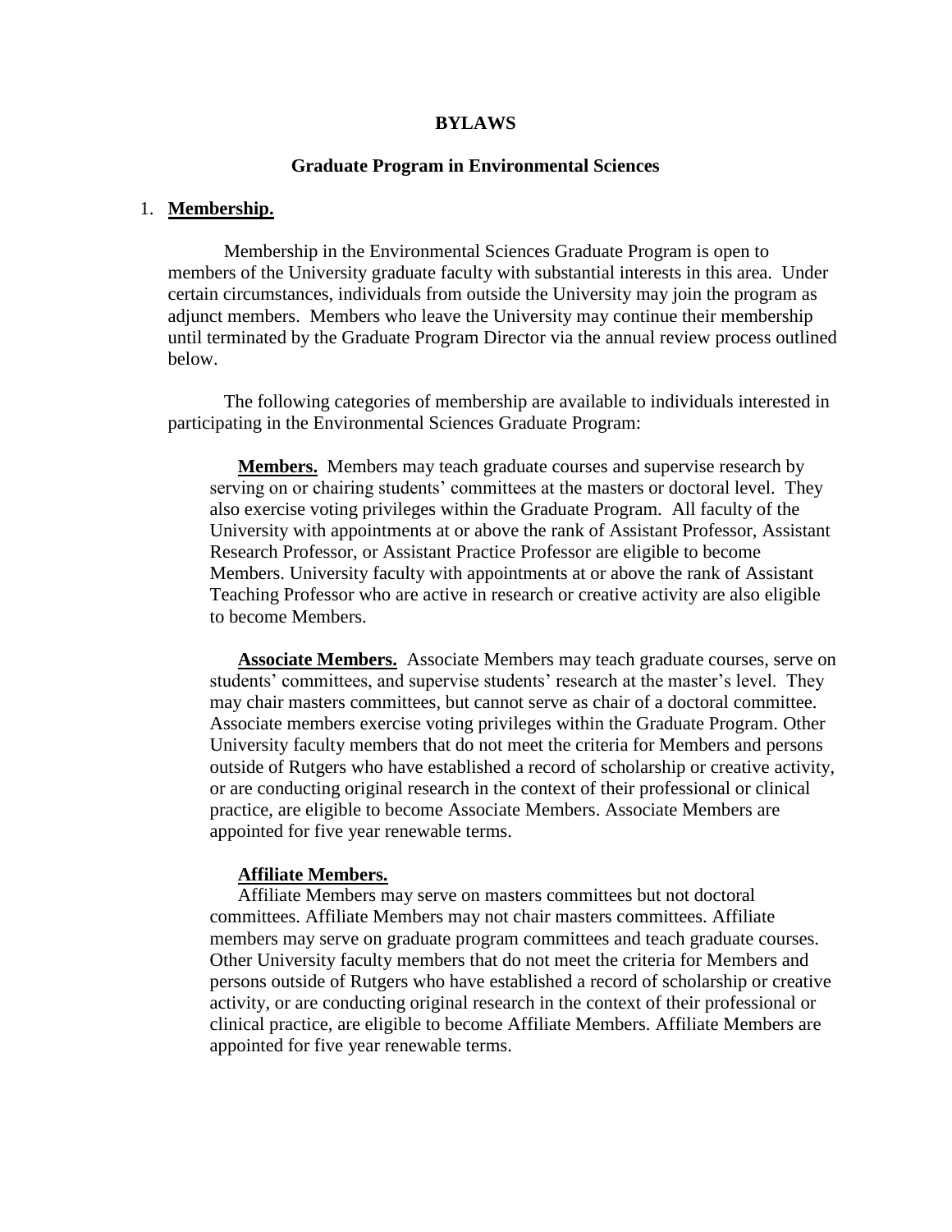# BYLAWS

## Graduate Program in Environmental Sciences

1. **Membership.**

Membership in the Environmental Sciences Graduate Program is open to members of the University graduate faculty with substantial interests in this area. Under certain circumstances, individuals from outside the University may join the program as adjunct members. Members who leave the University may continue their membership until terminated by the Graduate Program Director via the annual review process outlined below.

The following categories of membership are available to individuals interested in participating in the Environmental Sciences Graduate Program:

**Members.** Members may teach graduate courses and supervise research by serving on or chairing students' committees at the masters or doctoral level. They also exercise voting privileges within the Graduate Program. All faculty of the University with appointments at or above the rank of Assistant Professor, Assistant Research Professor, or Assistant Practice Professor are eligible to become Members. University faculty with appointments at or above the rank of Assistant Teaching Professor who are active in research or creative activity are also eligible to become Members.

**Associate Members.** Associate Members may teach graduate courses, serve on students' committees, and supervise students' research at the master's level. They may chair masters committees, but cannot serve as chair of a doctoral committee. Associate members exercise voting privileges within the Graduate Program. Other University faculty members that do not meet the criteria for Members and persons outside of Rutgers who have established a record of scholarship or creative activity, or are conducting original research in the context of their professional or clinical practice, are eligible to become Associate Members. Associate Members are appointed for five year renewable terms.

**Affiliate Members.**

Affiliate Members may serve on masters committees but not doctoral committees. Affiliate Members may not chair masters committees. Affiliate members may serve on graduate program committees and teach graduate courses. Other University faculty members that do not meet the criteria for Members and persons outside of Rutgers who have established a record of scholarship or creative activity, or are conducting original research in the context of their professional or clinical practice, are eligible to become Affiliate Members. Affiliate Members are appointed for five year renewable terms.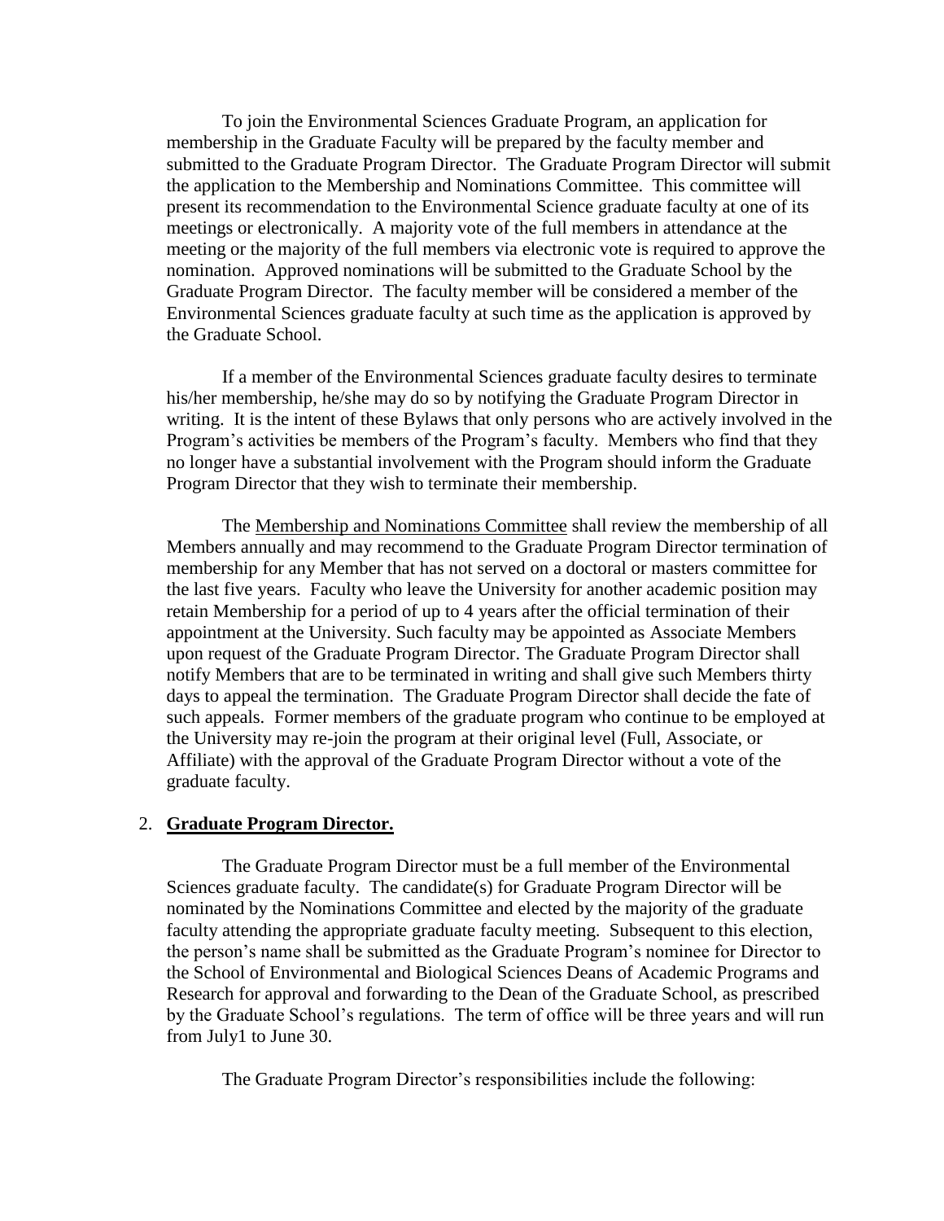To join the Environmental Sciences Graduate Program, an application for membership in the Graduate Faculty will be prepared by the faculty member and submitted to the Graduate Program Director. The Graduate Program Director will submit the application to the Membership and Nominations Committee. This committee will present its recommendation to the Environmental Science graduate faculty at one of its meetings or electronically. A majority vote of the full members in attendance at the meeting or the majority of the full members via electronic vote is required to approve the nomination. Approved nominations will be submitted to the Graduate School by the Graduate Program Director. The faculty member will be considered a member of the Environmental Sciences graduate faculty at such time as the application is approved by the Graduate School.

If a member of the Environmental Sciences graduate faculty desires to terminate his/her membership, he/she may do so by notifying the Graduate Program Director in writing. It is the intent of these Bylaws that only persons who are actively involved in the Program's activities be members of the Program's faculty. Members who find that they no longer have a substantial involvement with the Program should inform the Graduate Program Director that they wish to terminate their membership.

The Membership and Nominations Committee shall review the membership of all Members annually and may recommend to the Graduate Program Director termination of membership for any Member that has not served on a doctoral or masters committee for the last five years. Faculty who leave the University for another academic position may retain Membership for a period of up to 4 years after the official termination of their appointment at the University. Such faculty may be appointed as Associate Members upon request of the Graduate Program Director. The Graduate Program Director shall notify Members that are to be terminated in writing and shall give such Members thirty days to appeal the termination. The Graduate Program Director shall decide the fate of such appeals. Former members of the graduate program who continue to be employed at the University may re-join the program at their original level (Full, Associate, or Affiliate) with the approval of the Graduate Program Director without a vote of the graduate faculty.

2. **Graduate Program Director.**

The Graduate Program Director must be a full member of the Environmental Sciences graduate faculty. The candidate(s) for Graduate Program Director will be nominated by the Nominations Committee and elected by the majority of the graduate faculty attending the appropriate graduate faculty meeting. Subsequent to this election, the person's name shall be submitted as the Graduate Program's nominee for Director to the School of Environmental and Biological Sciences Deans of Academic Programs and Research for approval and forwarding to the Dean of the Graduate School, as prescribed by the Graduate School's regulations. The term of office will be three years and will run from July1 to June 30.

The Graduate Program Director's responsibilities include the following: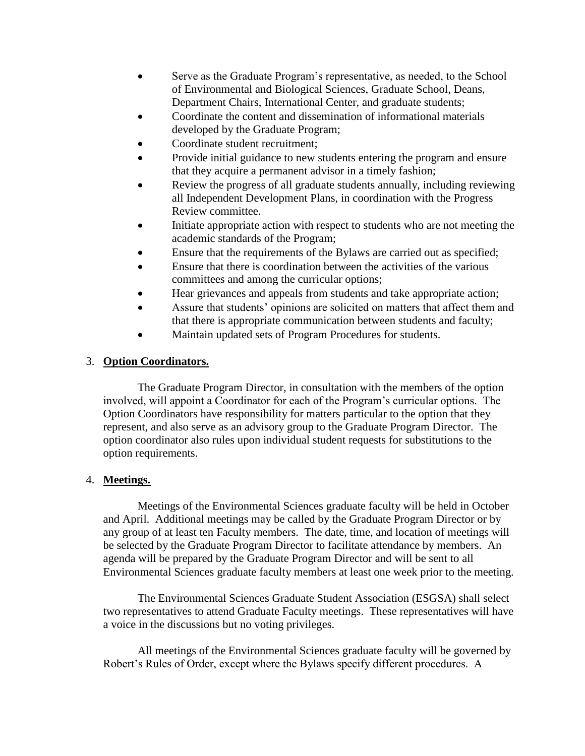- Serve as the Graduate Program's representative, as needed, to the School of Environmental and Biological Sciences, Graduate School, Deans, Department Chairs, International Center, and graduate students;
- Coordinate the content and dissemination of informational materials developed by the Graduate Program;
- Coordinate student recruitment;
- Provide initial guidance to new students entering the program and ensure that they acquire a permanent advisor in a timely fashion;
- Review the progress of all graduate students annually, including reviewing all Independent Development Plans, in coordination with the Progress Review committee.
- Initiate appropriate action with respect to students who are not meeting the academic standards of the Program;
- Ensure that the requirements of the Bylaws are carried out as specified;
- Ensure that there is coordination between the activities of the various committees and among the curricular options;
- Hear grievances and appeals from students and take appropriate action;
- Assure that students' opinions are solicited on matters that affect them and that there is appropriate communication between students and faculty;
- Maintain updated sets of Program Procedures for students.

3. **Option Coordinators.**

The Graduate Program Director, in consultation with the members of the option involved, will appoint a Coordinator for each of the Program's curricular options. The Option Coordinators have responsibility for matters particular to the option that they represent, and also serve as an advisory group to the Graduate Program Director. The option coordinator also rules upon individual student requests for substitutions to the option requirements.

4. **Meetings.**

Meetings of the Environmental Sciences graduate faculty will be held in October and April. Additional meetings may be called by the Graduate Program Director or by any group of at least ten Faculty members. The date, time, and location of meetings will be selected by the Graduate Program Director to facilitate attendance by members. An agenda will be prepared by the Graduate Program Director and will be sent to all Environmental Sciences graduate faculty members at least one week prior to the meeting.

The Environmental Sciences Graduate Student Association (ESGSA) shall select two representatives to attend Graduate Faculty meetings. These representatives will have a voice in the discussions but no voting privileges.

All meetings of the Environmental Sciences graduate faculty will be governed by Robert's Rules of Order, except where the Bylaws specify different procedures. A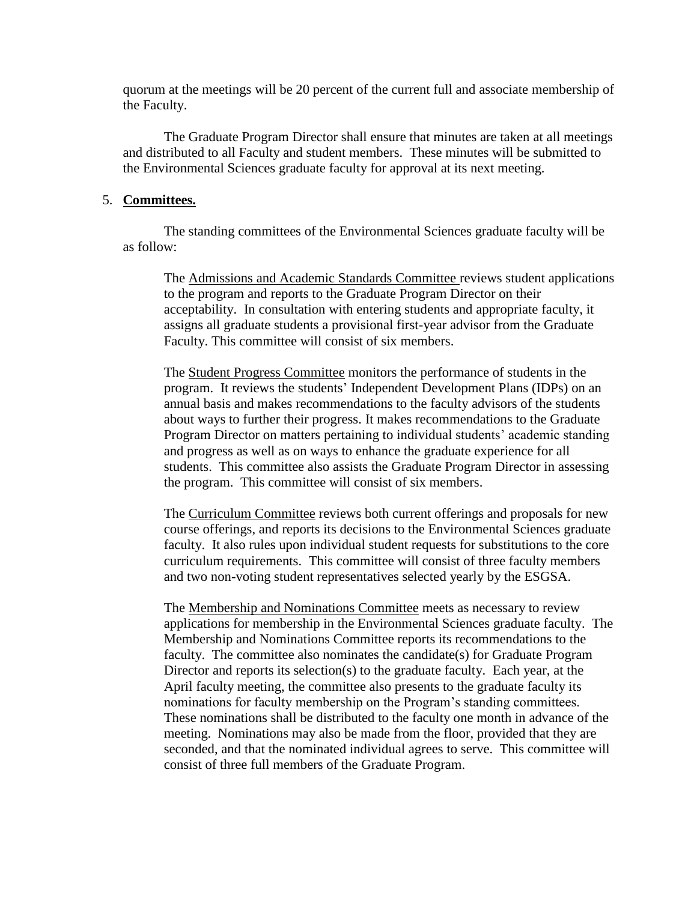quorum at the meetings will be 20 percent of the current full and associate membership of the Faculty.

The Graduate Program Director shall ensure that minutes are taken at all meetings and distributed to all Faculty and student members. These minutes will be submitted to the Environmental Sciences graduate faculty for approval at its next meeting.

5. **Committees.**

The standing committees of the Environmental Sciences graduate faculty will be as follow:

> The Admissions and Academic Standards Committee reviews student applications to the program and reports to the Graduate Program Director on their acceptability. In consultation with entering students and appropriate faculty, it assigns all graduate students a provisional first-year advisor from the Graduate Faculty. This committee will consist of six members.
>
> The Student Progress Committee monitors the performance of students in the program. It reviews the students' Independent Development Plans (IDPs) on an annual basis and makes recommendations to the faculty advisors of the students about ways to further their progress. It makes recommendations to the Graduate Program Director on matters pertaining to individual students' academic standing and progress as well as on ways to enhance the graduate experience for all students. This committee also assists the Graduate Program Director in assessing the program. This committee will consist of six members.
>
> The Curriculum Committee reviews both current offerings and proposals for new course offerings, and reports its decisions to the Environmental Sciences graduate faculty. It also rules upon individual student requests for substitutions to the core curriculum requirements. This committee will consist of three faculty members and two non-voting student representatives selected yearly by the ESGSA.
>
> The Membership and Nominations Committee meets as necessary to review applications for membership in the Environmental Sciences graduate faculty. The Membership and Nominations Committee reports its recommendations to the faculty. The committee also nominates the candidate(s) for Graduate Program Director and reports its selection(s) to the graduate faculty. Each year, at the April faculty meeting, the committee also presents to the graduate faculty its nominations for faculty membership on the Program's standing committees. These nominations shall be distributed to the faculty one month in advance of the meeting. Nominations may also be made from the floor, provided that they are seconded, and that the nominated individual agrees to serve. This committee will consist of three full members of the Graduate Program.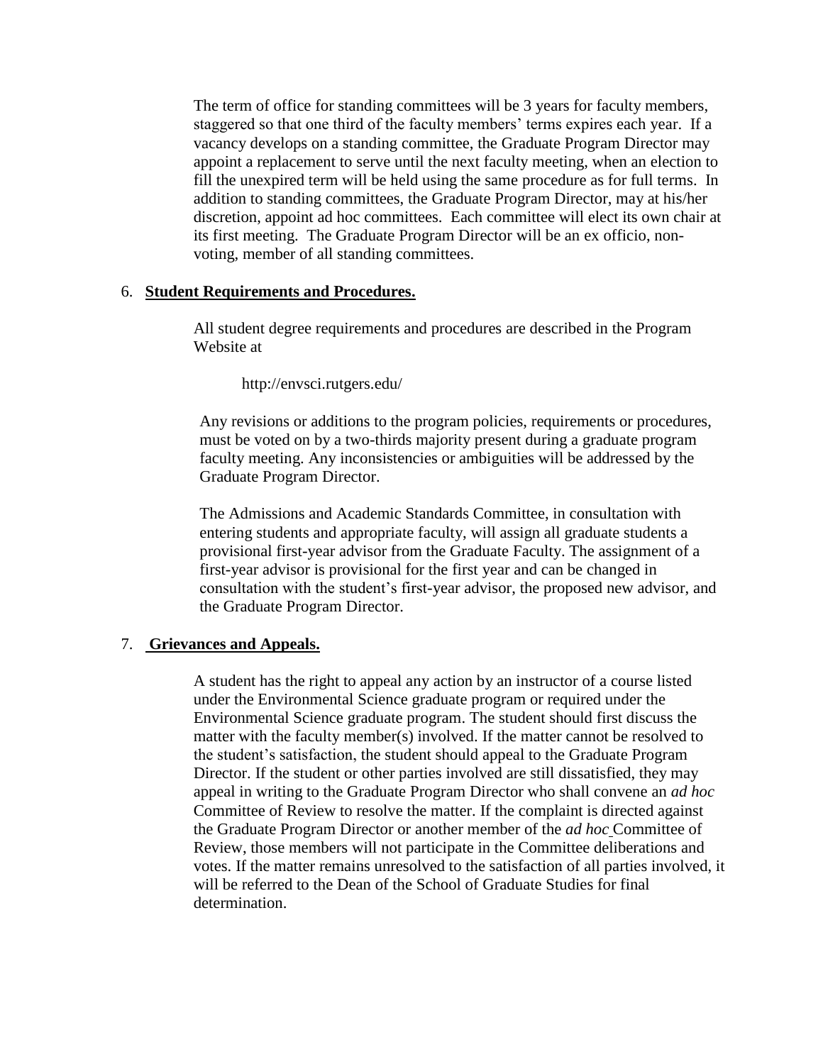The term of office for standing committees will be 3 years for faculty members, staggered so that one third of the faculty members' terms expires each year. If a vacancy develops on a standing committee, the Graduate Program Director may appoint a replacement to serve until the next faculty meeting, when an election to fill the unexpired term will be held using the same procedure as for full terms. In addition to standing committees, the Graduate Program Director, may at his/her discretion, appoint ad hoc committees. Each committee will elect its own chair at its first meeting. The Graduate Program Director will be an ex officio, non-voting, member of all standing committees.

6. **Student Requirements and Procedures.**

All student degree requirements and procedures are described in the Program Website at

http://envsci.rutgers.edu/

Any revisions or additions to the program policies, requirements or procedures, must be voted on by a two-thirds majority present during a graduate program faculty meeting. Any inconsistencies or ambiguities will be addressed by the Graduate Program Director.

The Admissions and Academic Standards Committee, in consultation with entering students and appropriate faculty, will assign all graduate students a provisional first-year advisor from the Graduate Faculty. The assignment of a first-year advisor is provisional for the first year and can be changed in consultation with the student's first-year advisor, the proposed new advisor, and the Graduate Program Director.

7. **Grievances and Appeals.**

A student has the right to appeal any action by an instructor of a course listed under the Environmental Science graduate program or required under the Environmental Science graduate program. The student should first discuss the matter with the faculty member(s) involved. If the matter cannot be resolved to the student's satisfaction, the student should appeal to the Graduate Program Director. If the student or other parties involved are still dissatisfied, they may appeal in writing to the Graduate Program Director who shall convene an *ad hoc* Committee of Review to resolve the matter. If the complaint is directed against the Graduate Program Director or another member of the *ad hoc* Committee of Review, those members will not participate in the Committee deliberations and votes. If the matter remains unresolved to the satisfaction of all parties involved, it will be referred to the Dean of the School of Graduate Studies for final determination.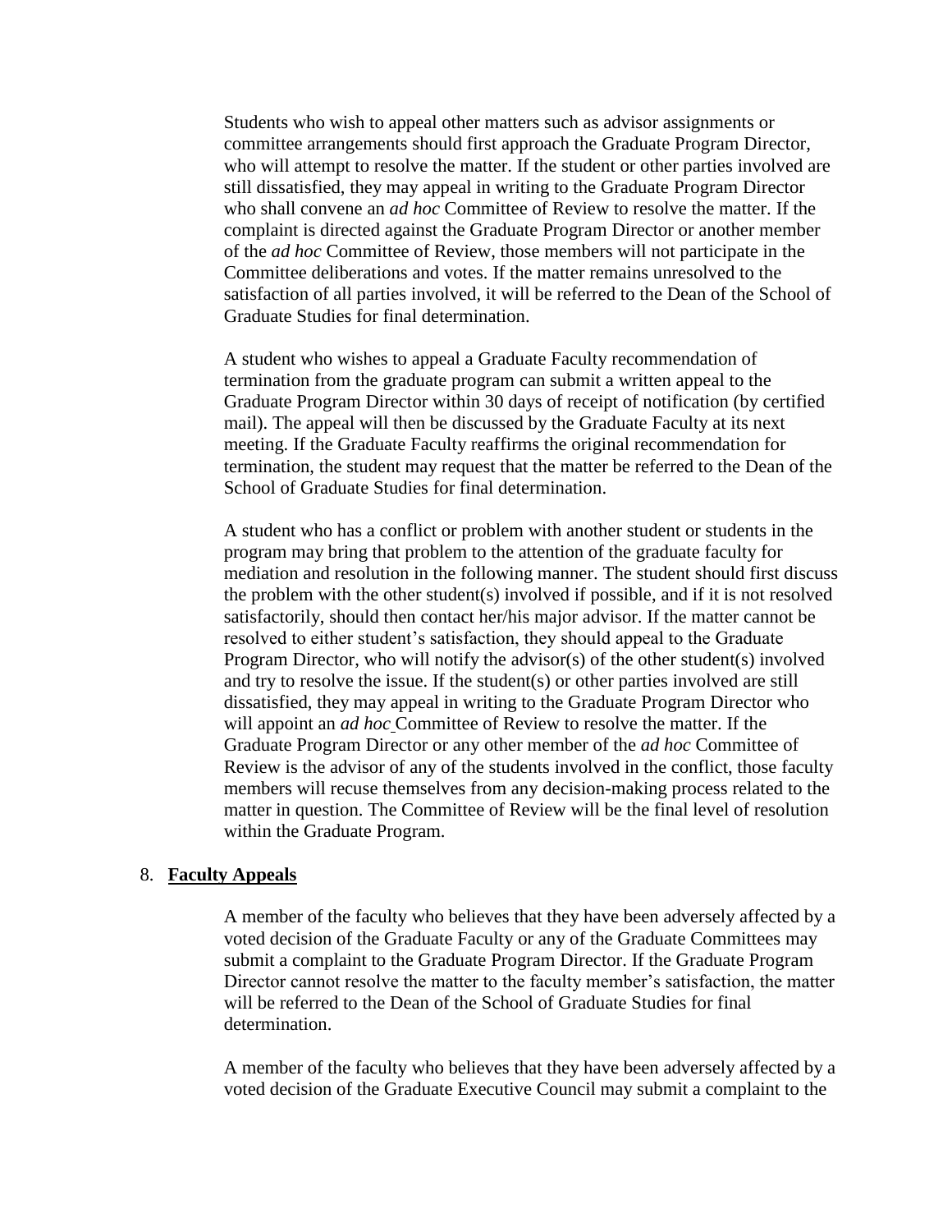Students who wish to appeal other matters such as advisor assignments or committee arrangements should first approach the Graduate Program Director, who will attempt to resolve the matter. If the student or other parties involved are still dissatisfied, they may appeal in writing to the Graduate Program Director who shall convene an *ad hoc* Committee of Review to resolve the matter. If the complaint is directed against the Graduate Program Director or another member of the *ad hoc* Committee of Review, those members will not participate in the Committee deliberations and votes. If the matter remains unresolved to the satisfaction of all parties involved, it will be referred to the Dean of the School of Graduate Studies for final determination.

A student who wishes to appeal a Graduate Faculty recommendation of termination from the graduate program can submit a written appeal to the Graduate Program Director within 30 days of receipt of notification (by certified mail). The appeal will then be discussed by the Graduate Faculty at its next meeting. If the Graduate Faculty reaffirms the original recommendation for termination, the student may request that the matter be referred to the Dean of the School of Graduate Studies for final determination.

A student who has a conflict or problem with another student or students in the program may bring that problem to the attention of the graduate faculty for mediation and resolution in the following manner. The student should first discuss the problem with the other student(s) involved if possible, and if it is not resolved satisfactorily, should then contact her/his major advisor. If the matter cannot be resolved to either student's satisfaction, they should appeal to the Graduate Program Director, who will notify the advisor(s) of the other student(s) involved and try to resolve the issue. If the student(s) or other parties involved are still dissatisfied, they may appeal in writing to the Graduate Program Director who will appoint an *ad hoc* Committee of Review to resolve the matter. If the Graduate Program Director or any other member of the *ad hoc* Committee of Review is the advisor of any of the students involved in the conflict, those faculty members will recuse themselves from any decision-making process related to the matter in question. The Committee of Review will be the final level of resolution within the Graduate Program.

8. **Faculty Appeals**

A member of the faculty who believes that they have been adversely affected by a voted decision of the Graduate Faculty or any of the Graduate Committees may submit a complaint to the Graduate Program Director. If the Graduate Program Director cannot resolve the matter to the faculty member's satisfaction, the matter will be referred to the Dean of the School of Graduate Studies for final determination.

A member of the faculty who believes that they have been adversely affected by a voted decision of the Graduate Executive Council may submit a complaint to the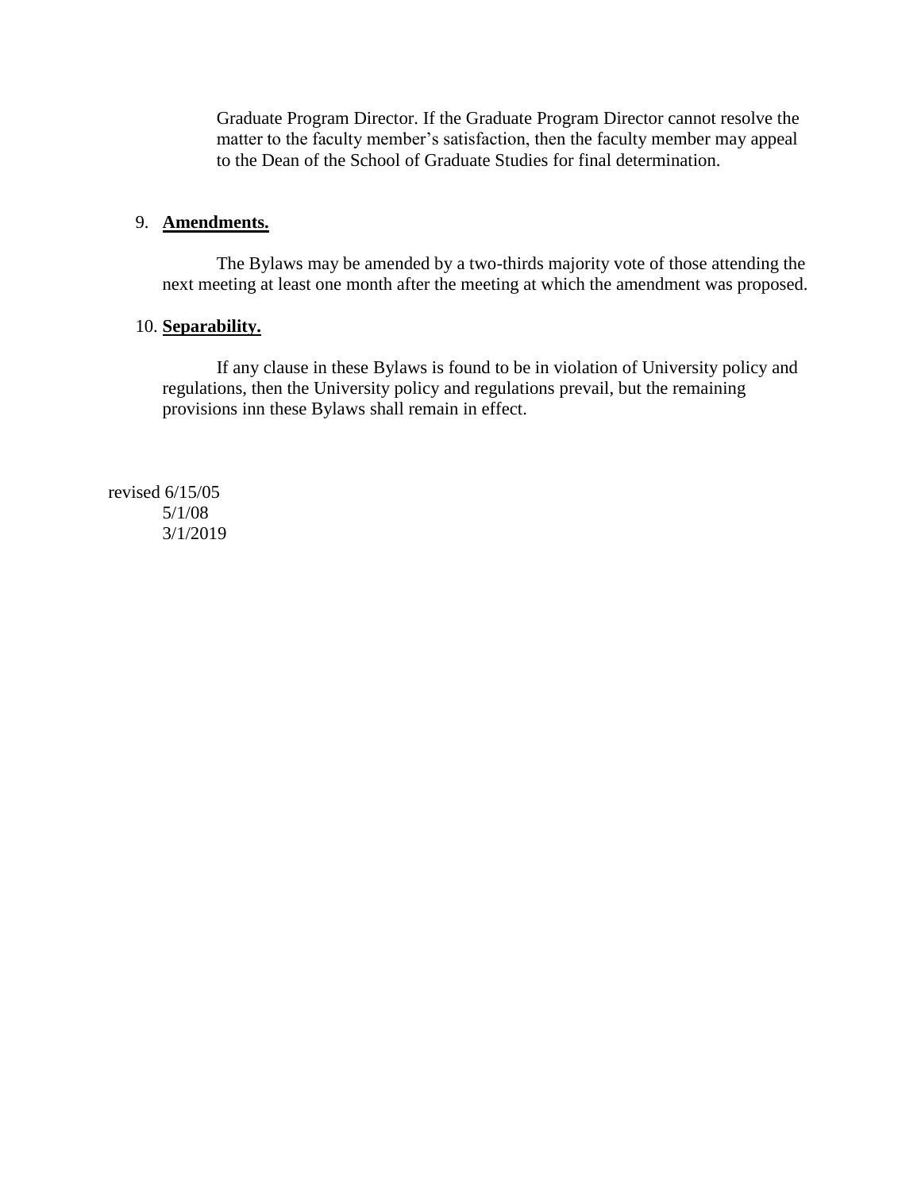Graduate Program Director. If the Graduate Program Director cannot resolve the matter to the faculty member's satisfaction, then the faculty member may appeal to the Dean of the School of Graduate Studies for final determination.

9. **Amendments.**

    The Bylaws may be amended by a two-thirds majority vote of those attending the next meeting at least one month after the meeting at which the amendment was proposed.

10. **Separability.**

    If any clause in these Bylaws is found to be in violation of University policy and regulations, then the University policy and regulations prevail, but the remaining provisions inn these Bylaws shall remain in effect.

revised 6/15/05
5/1/08
3/1/2019